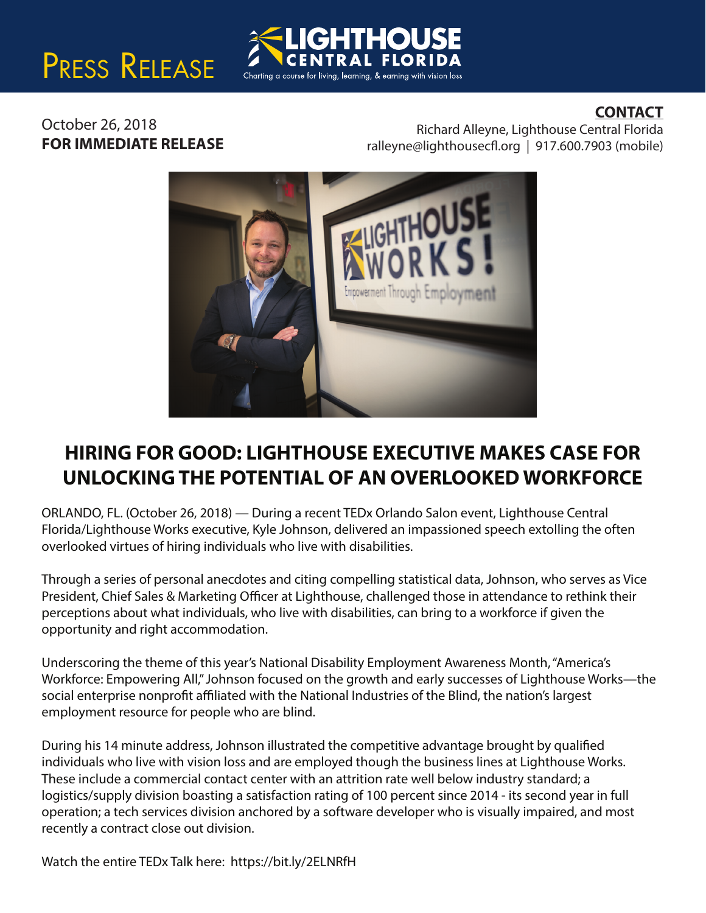# Press Release

**LIGHTHOUSE CENTRAL FLORIDA**
Charting a course for living, learning, & earning with vision loss

October 26, 2018
**FOR IMMEDIATE RELEASE**

**CONTACT**
Richard Alleyne, Lighthouse Central Florida
ralleyne@lighthousecfl.org | 917.600.7903 (mobile)

## HIRING FOR GOOD: LIGHTHOUSE EXECUTIVE MAKES CASE FOR UNLOCKING THE POTENTIAL OF AN OVERLOOKED WORKFORCE

ORLANDO, FL. (October 26, 2018) — During a recent TEDx Orlando Salon event, Lighthouse Central Florida/Lighthouse Works executive, Kyle Johnson, delivered an impassioned speech extolling the often overlooked virtues of hiring individuals who live with disabilities.

Through a series of personal anecdotes and citing compelling statistical data, Johnson, who serves as Vice President, Chief Sales & Marketing Officer at Lighthouse, challenged those in attendance to rethink their perceptions about what individuals, who live with disabilities, can bring to a workforce if given the opportunity and right accommodation.

Underscoring the theme of this year's National Disability Employment Awareness Month, "America's Workforce: Empowering All," Johnson focused on the growth and early successes of Lighthouse Works—the social enterprise nonprofit affiliated with the National Industries of the Blind, the nation's largest employment resource for people who are blind.

During his 14 minute address, Johnson illustrated the competitive advantage brought by qualified individuals who live with vision loss and are employed though the business lines at Lighthouse Works. These include a commercial contact center with an attrition rate well below industry standard; a logistics/supply division boasting a satisfaction rating of 100 percent since 2014 - its second year in full operation; a tech services division anchored by a software developer who is visually impaired, and most recently a contract close out division.

Watch the entire TEDx Talk here: https://bit.ly/2ELNRfH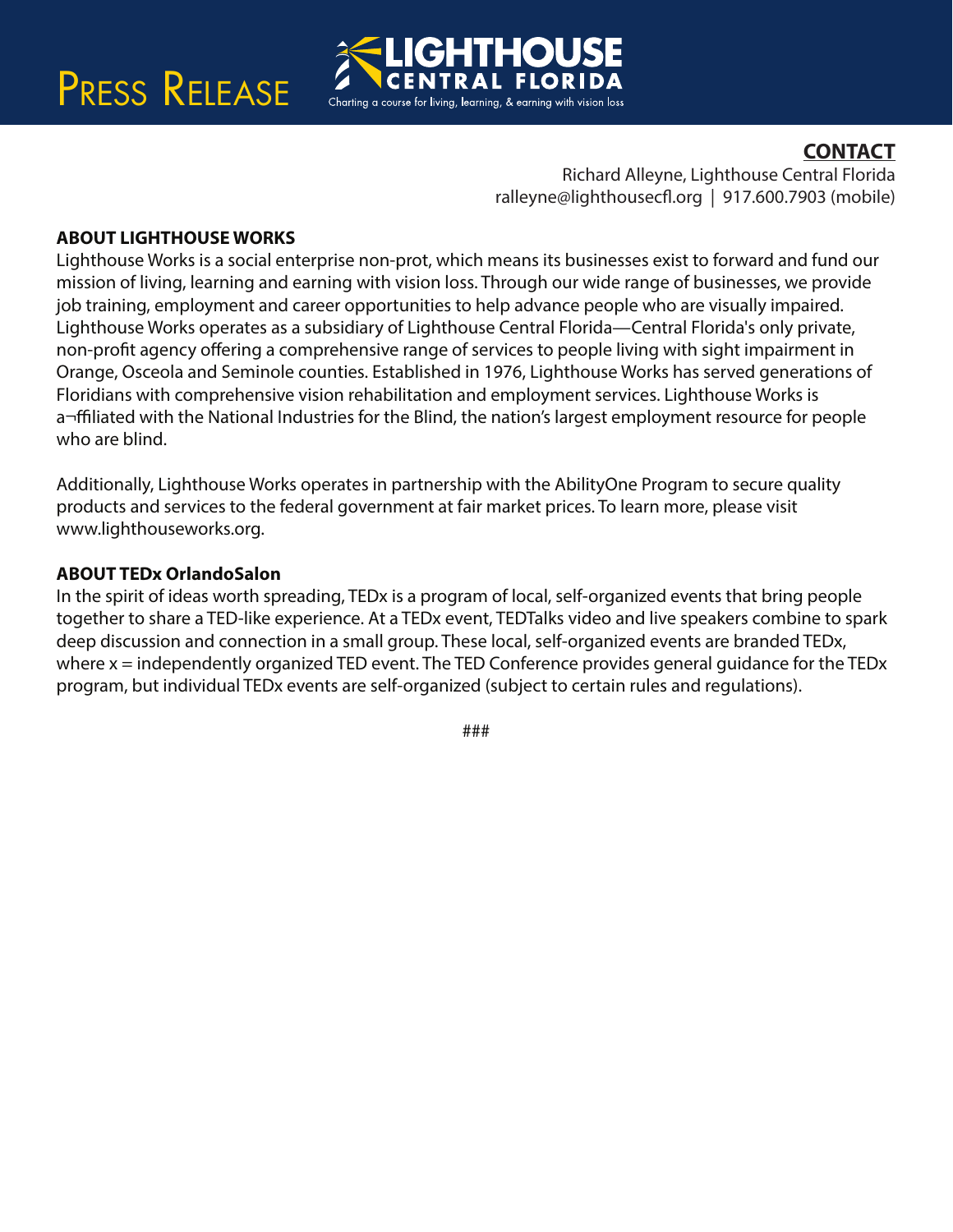# Press Release

**LIGHTHOUSE CENTRAL FLORIDA**
Charting a course for living, learning, & earning with vision loss

**CONTACT**
Richard Alleyne, Lighthouse Central Florida
ralleyne@lighthousecfl.org | 917.600.7903 (mobile)

**ABOUT LIGHTHOUSE WORKS**

Lighthouse Works is a social enterprise non-prot, which means its businesses exist to forward and fund our mission of living, learning and earning with vision loss. Through our wide range of businesses, we provide job training, employment and career opportunities to help advance people who are visually impaired. Lighthouse Works operates as a subsidiary of Lighthouse Central Florida—Central Florida's only private, non-profit agency offering a comprehensive range of services to people living with sight impairment in Orange, Osceola and Seminole counties. Established in 1976, Lighthouse Works has served generations of Floridians with comprehensive vision rehabilitation and employment services. Lighthouse Works is a¬ffiliated with the National Industries for the Blind, the nation's largest employment resource for people who are blind.

Additionally, Lighthouse Works operates in partnership with the AbilityOne Program to secure quality products and services to the federal government at fair market prices. To learn more, please visit www.lighthouseworks.org.

**ABOUT TEDx OrlandoSalon**

In the spirit of ideas worth spreading, TEDx is a program of local, self-organized events that bring people together to share a TED-like experience. At a TEDx event, TEDTalks video and live speakers combine to spark deep discussion and connection in a small group. These local, self-organized events are branded TEDx, where x = independently organized TED event. The TED Conference provides general guidance for the TEDx program, but individual TEDx events are self-organized (subject to certain rules and regulations).

###